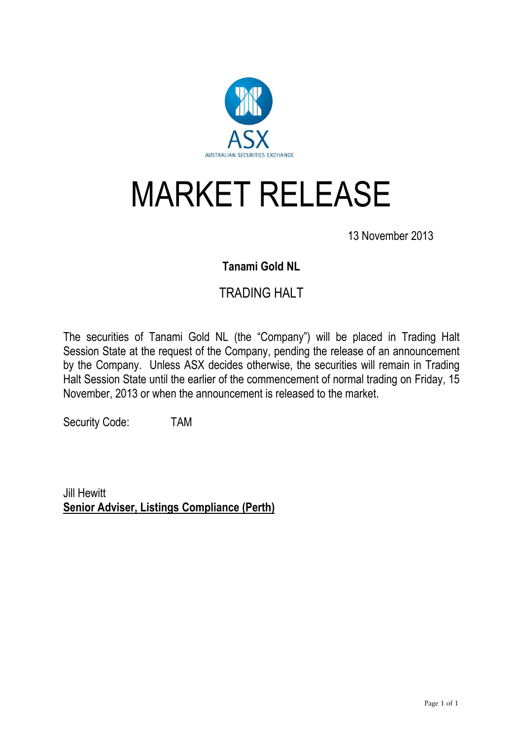# MARKET RELEASE

13 November 2013

**Tanami Gold NL**

TRADING HALT

The securities of Tanami Gold NL (the "Company") will be placed in Trading Halt Session State at the request of the Company, pending the release of an announcement by the Company. Unless ASX decides otherwise, the securities will remain in Trading Halt Session State until the earlier of the commencement of normal trading on Friday, 15 November, 2013 or when the announcement is released to the market.

Security Code: TAM

Jill Hewitt
**Senior Adviser, Listings Compliance (Perth)**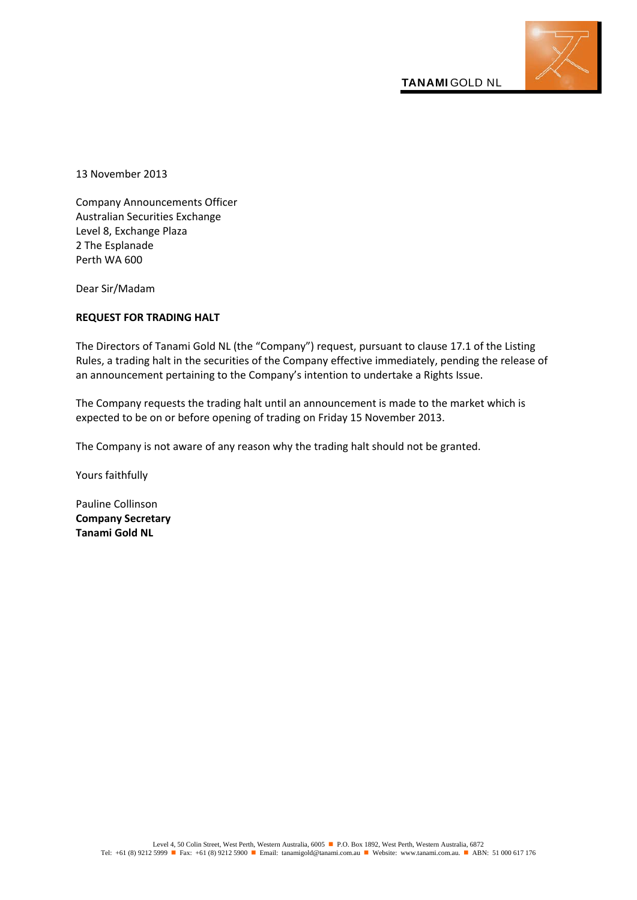TANAMI GOLD NL

13 November 2013

Company Announcements Officer
Australian Securities Exchange
Level 8, Exchange Plaza
2 The Esplanade
Perth WA 600

Dear Sir/Madam

**REQUEST FOR TRADING HALT**

The Directors of Tanami Gold NL (the "Company") request, pursuant to clause 17.1 of the Listing Rules, a trading halt in the securities of the Company effective immediately, pending the release of an announcement pertaining to the Company's intention to undertake a Rights Issue.

The Company requests the trading halt until an announcement is made to the market which is expected to be on or before opening of trading on Friday 15 November 2013.

The Company is not aware of any reason why the trading halt should not be granted.

Yours faithfully

Pauline Collinson
**Company Secretary**
**Tanami Gold NL**

Level 4, 50 Colin Street, West Perth, Western Australia, 6005 ■ P.O. Box 1892, West Perth, Western Australia, 6872
Tel: +61 (8) 9212 5999 ■ Fax: +61 (8) 9212 5900 ■ Email: tanamigold@tanami.com.au ■ Website: www.tanami.com.au. ■ ABN: 51 000 617 176